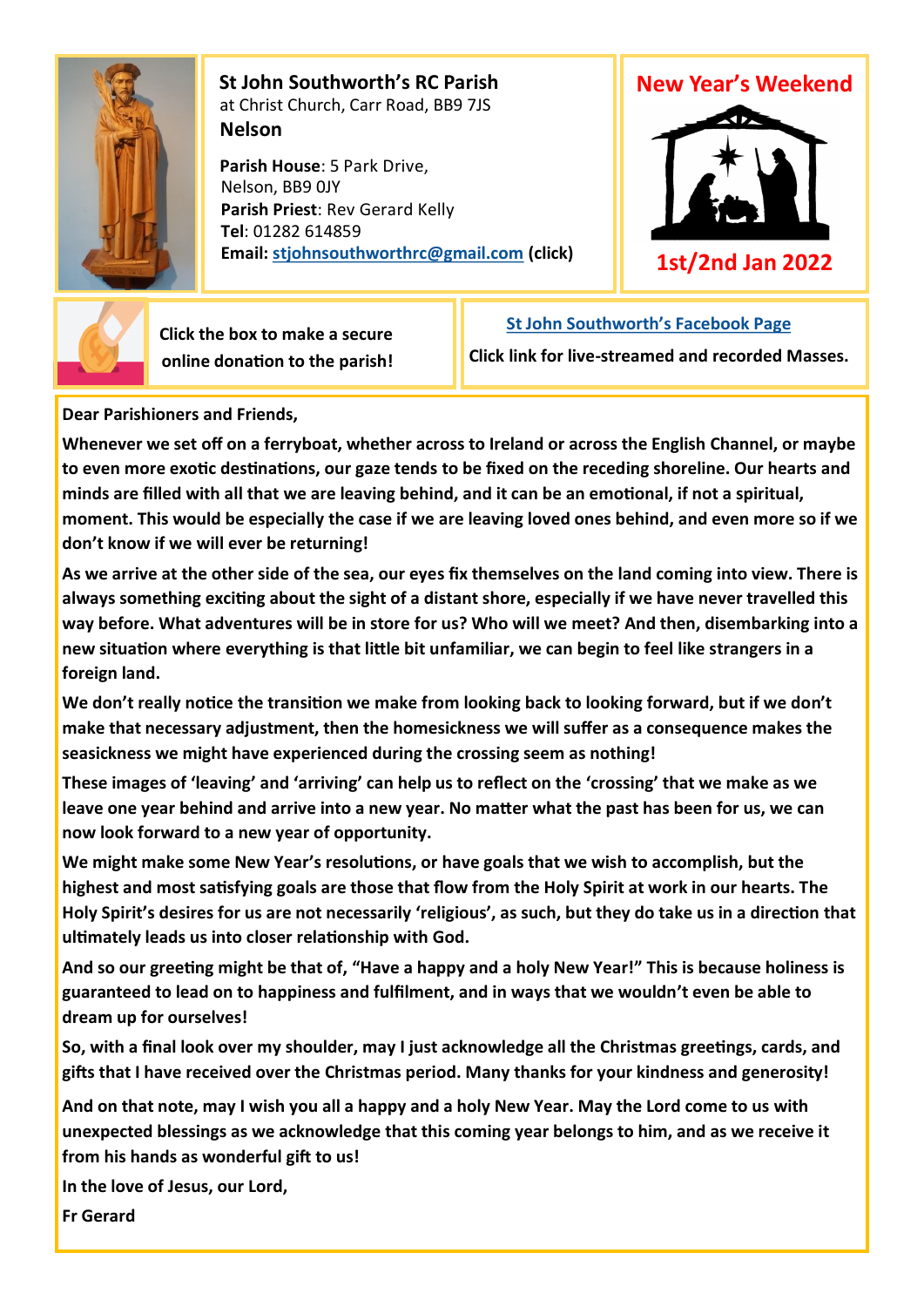**St John Southworth's RC Parish**
at Christ Church, Carr Road, BB9 7JS
**Nelson**

**Parish House**: 5 Park Drive,
Nelson, BB9 0JY
**Parish Priest**: Rev Gerard Kelly
**Tel**: 01282 614859
**Email: stjohnsouthworthrc@gmail.com (click)**

## New Year's Weekend

## 1st/2nd Jan 2022

**Click the box to make a secure online donation to the parish!**

**St John Southworth's Facebook Page**

**Click link for live-streamed and recorded Masses.**

**Dear Parishioners and Friends,**

**Whenever we set off on a ferryboat, whether across to Ireland or across the English Channel, or maybe to even more exotic destinations, our gaze tends to be fixed on the receding shoreline. Our hearts and minds are filled with all that we are leaving behind, and it can be an emotional, if not a spiritual, moment. This would be especially the case if we are leaving loved ones behind, and even more so if we don't know if we will ever be returning!**

**As we arrive at the other side of the sea, our eyes fix themselves on the land coming into view. There is always something exciting about the sight of a distant shore, especially if we have never travelled this way before. What adventures will be in store for us? Who will we meet? And then, disembarking into a new situation where everything is that little bit unfamiliar, we can begin to feel like strangers in a foreign land.**

**We don't really notice the transition we make from looking back to looking forward, but if we don't make that necessary adjustment, then the homesickness we will suffer as a consequence makes the seasickness we might have experienced during the crossing seem as nothing!**

**These images of 'leaving' and 'arriving' can help us to reflect on the 'crossing' that we make as we leave one year behind and arrive into a new year. No matter what the past has been for us, we can now look forward to a new year of opportunity.**

**We might make some New Year's resolutions, or have goals that we wish to accomplish, but the highest and most satisfying goals are those that flow from the Holy Spirit at work in our hearts. The Holy Spirit's desires for us are not necessarily 'religious', as such, but they do take us in a direction that ultimately leads us into closer relationship with God.**

**And so our greeting might be that of, "Have a happy and a holy New Year!" This is because holiness is guaranteed to lead on to happiness and fulfilment, and in ways that we wouldn't even be able to dream up for ourselves!**

**So, with a final look over my shoulder, may I just acknowledge all the Christmas greetings, cards, and gifts that I have received over the Christmas period. Many thanks for your kindness and generosity!**

**And on that note, may I wish you all a happy and a holy New Year. May the Lord come to us with unexpected blessings as we acknowledge that this coming year belongs to him, and as we receive it from his hands as wonderful gift to us!**

**In the love of Jesus, our Lord,**

**Fr Gerard**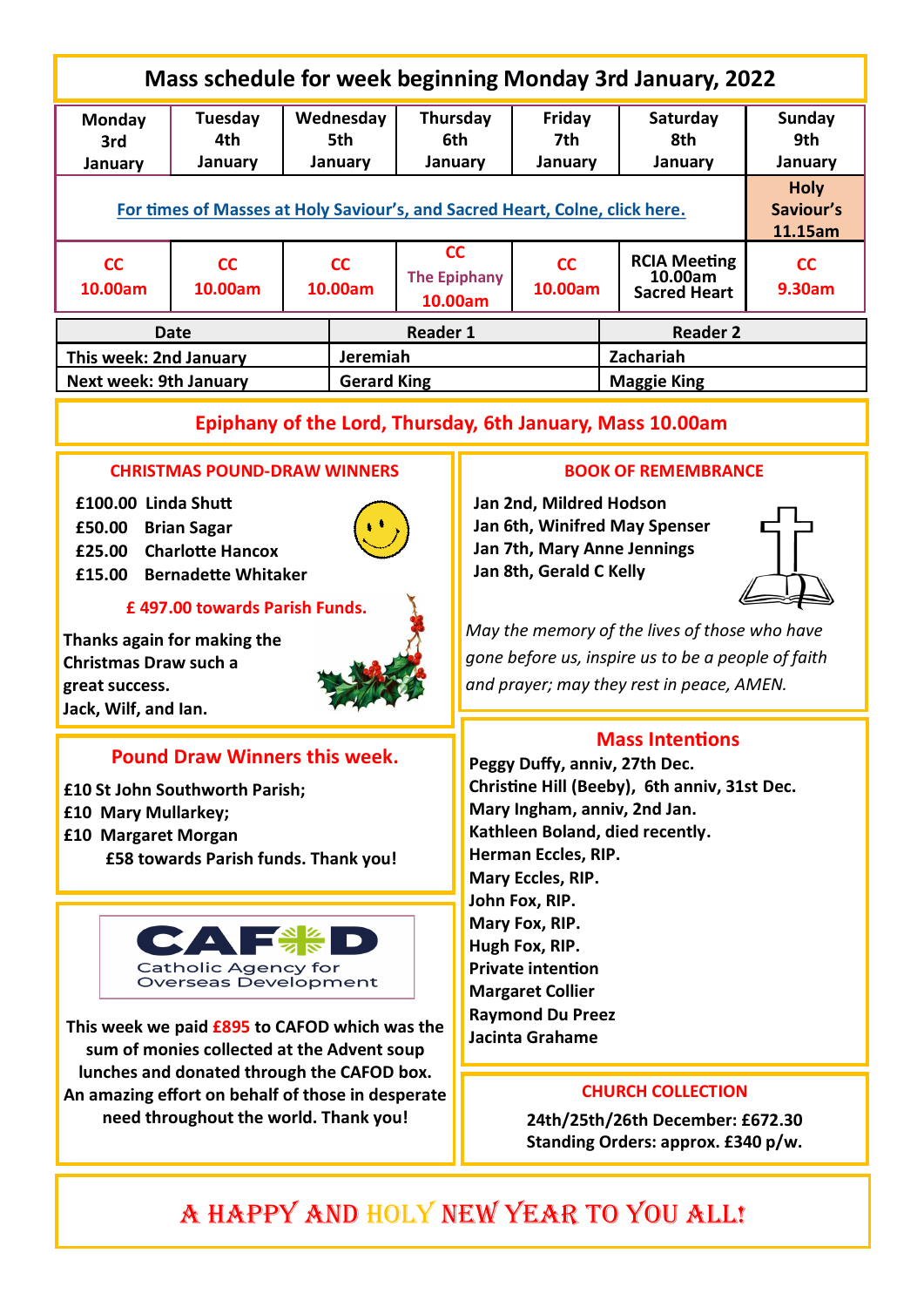## Mass schedule for week beginning Monday 3rd January, 2022

| Monday 3rd January | Tuesday 4th January | Wednesday 5th January | Thursday 6th January | Friday 7th January | Saturday 8th January | Sunday 9th January |
|---|---|---|---|---|---|---|
| For times of Masses at Holy Saviour's, and Sacred Heart, Colne, click here. | | | | | | Holy Saviour's 11.15am |
| CC 10.00am | CC 10.00am | CC 10.00am | CC The Epiphany 10.00am | CC 10.00am | RCIA Meeting 10.00am Sacred Heart | CC 9.30am |

| Date | Reader 1 | Reader 2 |
|---|---|---|
| This week: 2nd January | Jeremiah | Zachariah |
| Next week: 9th January | Gerard King | Maggie King |

## Epiphany of the Lord, Thursday, 6th January, Mass 10.00am

### CHRISTMAS POUND-DRAW WINNERS

**£100.00 Linda Shutt**
**£50.00 Brian Sagar**
**£25.00 Charlotte Hancox**
**£15.00 Bernadette Whitaker**

**£ 497.00 towards Parish Funds.**

**Thanks again for making the Christmas Draw such a great success.**
**Jack, Wilf, and Ian.**

### BOOK OF REMEMBRANCE

**Jan 2nd, Mildred Hodson**
**Jan 6th, Winifred May Spenser**
**Jan 7th, Mary Anne Jennings**
**Jan 8th, Gerald C Kelly**

*May the memory of the lives of those who have gone before us, inspire us to be a people of faith and prayer; may they rest in peace, AMEN.*

### Pound Draw Winners this week.

**£10 St John Southworth Parish;**
**£10 Mary Mullarkey;**
**£10 Margaret Morgan**
**£58 towards Parish funds. Thank you!**

### Mass Intentions

**Peggy Duffy, anniv, 27th Dec.**
**Christine Hill (Beeby), 6th anniv, 31st Dec.**
**Mary Ingham, anniv, 2nd Jan.**
**Kathleen Boland, died recently.**
**Herman Eccles, RIP.**
**Mary Eccles, RIP.**
**John Fox, RIP.**
**Mary Fox, RIP.**
**Hugh Fox, RIP.**
**Private intention**
**Margaret Collier**
**Raymond Du Preez**
**Jacinta Grahame**

CAFOD
Catholic Agency for Overseas Development

**This week we paid £895 to CAFOD which was the sum of monies collected at the Advent soup lunches and donated through the CAFOD box. An amazing effort on behalf of those in desperate need throughout the world. Thank you!**

### CHURCH COLLECTION

**24th/25th/26th December: £672.30**
**Standing Orders: approx. £340 p/w.**

## A HAPPY AND HOLY NEW YEAR TO YOU ALL!